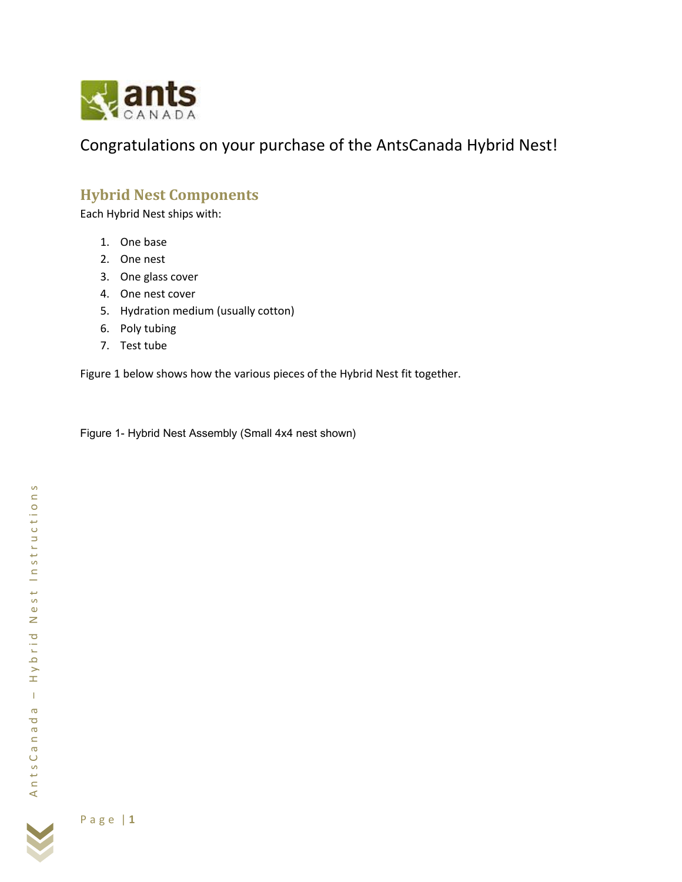Congratulations on your purchase of the AntsCanada Hybrid Nest!

## Hybrid Nest Components

Each Hybrid Nest ships with:

1. One base
2. One nest
3. One glass cover
4. One nest cover
5. Hydration medium (usually cotton)
6. Poly tubing
7. Test tube

Figure 1 below shows how the various pieces of the Hybrid Nest fit together.

Figure 1- Hybrid Nest Assembly (Small 4x4 nest shown)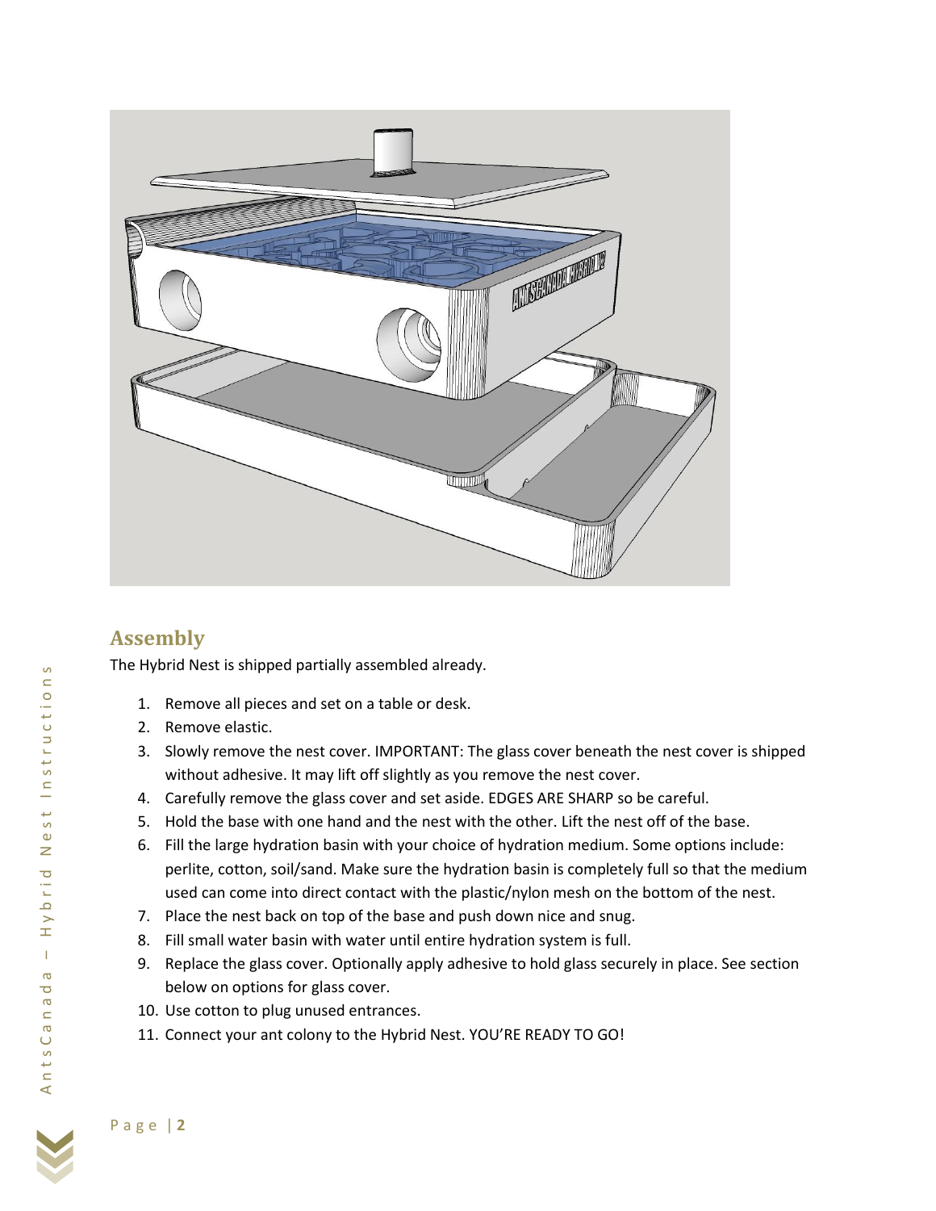## Assembly

The Hybrid Nest is shipped partially assembled already.

1. Remove all pieces and set on a table or desk.
2. Remove elastic.
3. Slowly remove the nest cover. IMPORTANT: The glass cover beneath the nest cover is shipped without adhesive. It may lift off slightly as you remove the nest cover.
4. Carefully remove the glass cover and set aside. EDGES ARE SHARP so be careful.
5. Hold the base with one hand and the nest with the other. Lift the nest off of the base.
6. Fill the large hydration basin with your choice of hydration medium. Some options include: perlite, cotton, soil/sand. Make sure the hydration basin is completely full so that the medium used can come into direct contact with the plastic/nylon mesh on the bottom of the nest.
7. Place the nest back on top of the base and push down nice and snug.
8. Fill small water basin with water until entire hydration system is full.
9. Replace the glass cover. Optionally apply adhesive to hold glass securely in place. See section below on options for glass cover.
10. Use cotton to plug unused entrances.
11. Connect your ant colony to the Hybrid Nest. YOU'RE READY TO GO!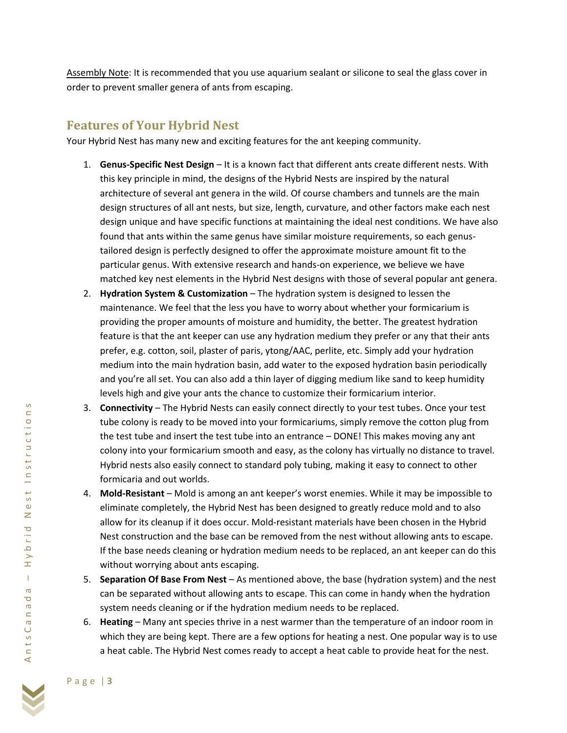Assembly Note: It is recommended that you use aquarium sealant or silicone to seal the glass cover in order to prevent smaller genera of ants from escaping.

## Features of Your Hybrid Nest

Your Hybrid Nest has many new and exciting features for the ant keeping community.

1. **Genus-Specific Nest Design** – It is a known fact that different ants create different nests. With this key principle in mind, the designs of the Hybrid Nests are inspired by the natural architecture of several ant genera in the wild. Of course chambers and tunnels are the main design structures of all ant nests, but size, length, curvature, and other factors make each nest design unique and have specific functions at maintaining the ideal nest conditions. We have also found that ants within the same genus have similar moisture requirements, so each genus-tailored design is perfectly designed to offer the approximate moisture amount fit to the particular genus. With extensive research and hands-on experience, we believe we have matched key nest elements in the Hybrid Nest designs with those of several popular ant genera.
2. **Hydration System & Customization** – The hydration system is designed to lessen the maintenance. We feel that the less you have to worry about whether your formicarium is providing the proper amounts of moisture and humidity, the better. The greatest hydration feature is that the ant keeper can use any hydration medium they prefer or any that their ants prefer, e.g. cotton, soil, plaster of paris, ytong/AAC, perlite, etc. Simply add your hydration medium into the main hydration basin, add water to the exposed hydration basin periodically and you're all set. You can also add a thin layer of digging medium like sand to keep humidity levels high and give your ants the chance to customize their formicarium interior.
3. **Connectivity** – The Hybrid Nests can easily connect directly to your test tubes. Once your test tube colony is ready to be moved into your formicariums, simply remove the cotton plug from the test tube and insert the test tube into an entrance – DONE! This makes moving any ant colony into your formicarium smooth and easy, as the colony has virtually no distance to travel. Hybrid nests also easily connect to standard poly tubing, making it easy to connect to other formicaria and out worlds.
4. **Mold-Resistant** – Mold is among an ant keeper's worst enemies. While it may be impossible to eliminate completely, the Hybrid Nest has been designed to greatly reduce mold and to also allow for its cleanup if it does occur. Mold-resistant materials have been chosen in the Hybrid Nest construction and the base can be removed from the nest without allowing ants to escape. If the base needs cleaning or hydration medium needs to be replaced, an ant keeper can do this without worrying about ants escaping.
5. **Separation Of Base From Nest** – As mentioned above, the base (hydration system) and the nest can be separated without allowing ants to escape. This can come in handy when the hydration system needs cleaning or if the hydration medium needs to be replaced.
6. **Heating** – Many ant species thrive in a nest warmer than the temperature of an indoor room in which they are being kept. There are a few options for heating a nest. One popular way is to use a heat cable. The Hybrid Nest comes ready to accept a heat cable to provide heat for the nest.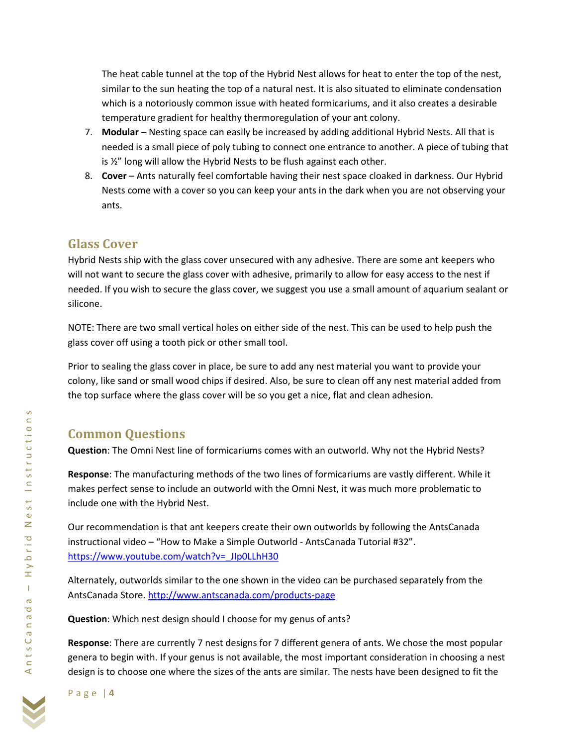The heat cable tunnel at the top of the Hybrid Nest allows for heat to enter the top of the nest, similar to the sun heating the top of a natural nest. It is also situated to eliminate condensation which is a notoriously common issue with heated formicariums, and it also creates a desirable temperature gradient for healthy thermoregulation of your ant colony.

7. **Modular** – Nesting space can easily be increased by adding additional Hybrid Nests. All that is needed is a small piece of poly tubing to connect one entrance to another. A piece of tubing that is ½" long will allow the Hybrid Nests to be flush against each other.
8. **Cover** – Ants naturally feel comfortable having their nest space cloaked in darkness. Our Hybrid Nests come with a cover so you can keep your ants in the dark when you are not observing your ants.

## Glass Cover

Hybrid Nests ship with the glass cover unsecured with any adhesive. There are some ant keepers who will not want to secure the glass cover with adhesive, primarily to allow for easy access to the nest if needed. If you wish to secure the glass cover, we suggest you use a small amount of aquarium sealant or silicone.

NOTE: There are two small vertical holes on either side of the nest. This can be used to help push the glass cover off using a tooth pick or other small tool.

Prior to sealing the glass cover in place, be sure to add any nest material you want to provide your colony, like sand or small wood chips if desired. Also, be sure to clean off any nest material added from the top surface where the glass cover will be so you get a nice, flat and clean adhesion.

## Common Questions

**Question**: The Omni Nest line of formicariums comes with an outworld. Why not the Hybrid Nests?

**Response**: The manufacturing methods of the two lines of formicariums are vastly different. While it makes perfect sense to include an outworld with the Omni Nest, it was much more problematic to include one with the Hybrid Nest.

Our recommendation is that ant keepers create their own outworlds by following the AntsCanada instructional video – "How to Make a Simple Outworld - AntsCanada Tutorial #32". https://www.youtube.com/watch?v=_JIp0LLhH30

Alternately, outworlds similar to the one shown in the video can be purchased separately from the AntsCanada Store. http://www.antscanada.com/products-page

**Question**: Which nest design should I choose for my genus of ants?

**Response**: There are currently 7 nest designs for 7 different genera of ants. We chose the most popular genera to begin with. If your genus is not available, the most important consideration in choosing a nest design is to choose one where the sizes of the ants are similar. The nests have been designed to fit the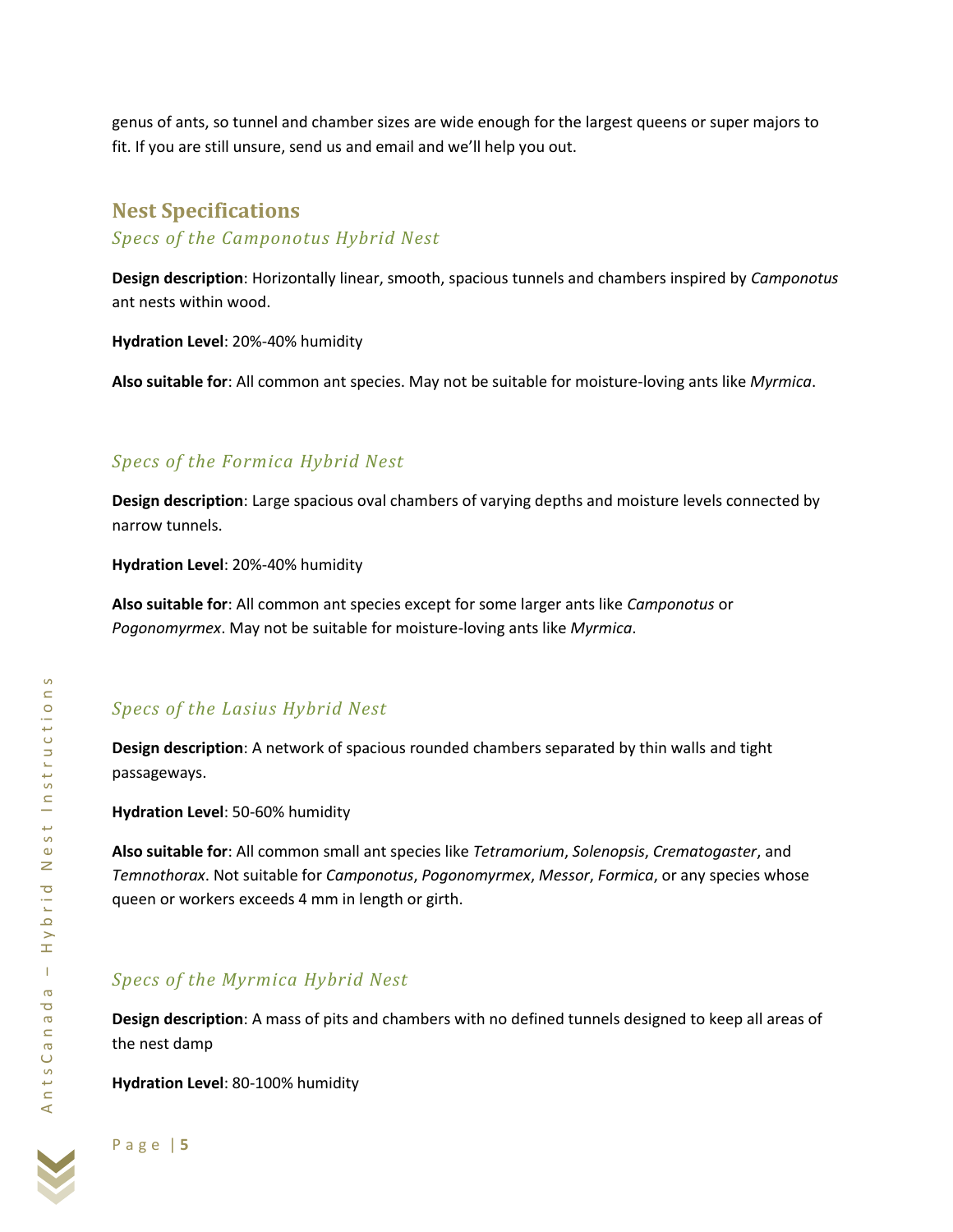genus of ants, so tunnel and chamber sizes are wide enough for the largest queens or super majors to fit. If you are still unsure, send us and email and we'll help you out.

## Nest Specifications

### *Specs of the Camponotus Hybrid Nest*

**Design description**: Horizontally linear, smooth, spacious tunnels and chambers inspired by *Camponotus* ant nests within wood.

**Hydration Level**: 20%-40% humidity

**Also suitable for**: All common ant species. May not be suitable for moisture-loving ants like *Myrmica*.

### *Specs of the Formica Hybrid Nest*

**Design description**: Large spacious oval chambers of varying depths and moisture levels connected by narrow tunnels.

**Hydration Level**: 20%-40% humidity

**Also suitable for**: All common ant species except for some larger ants like *Camponotus* or *Pogonomyrmex*. May not be suitable for moisture-loving ants like *Myrmica*.

### *Specs of the Lasius Hybrid Nest*

**Design description**: A network of spacious rounded chambers separated by thin walls and tight passageways.

**Hydration Level**: 50-60% humidity

**Also suitable for**: All common small ant species like *Tetramorium*, *Solenopsis*, *Crematogaster*, and *Temnothorax*. Not suitable for *Camponotus*, *Pogonomyrmex*, *Messor*, *Formica*, or any species whose queen or workers exceeds 4 mm in length or girth.

### *Specs of the Myrmica Hybrid Nest*

**Design description**: A mass of pits and chambers with no defined tunnels designed to keep all areas of the nest damp

**Hydration Level**: 80-100% humidity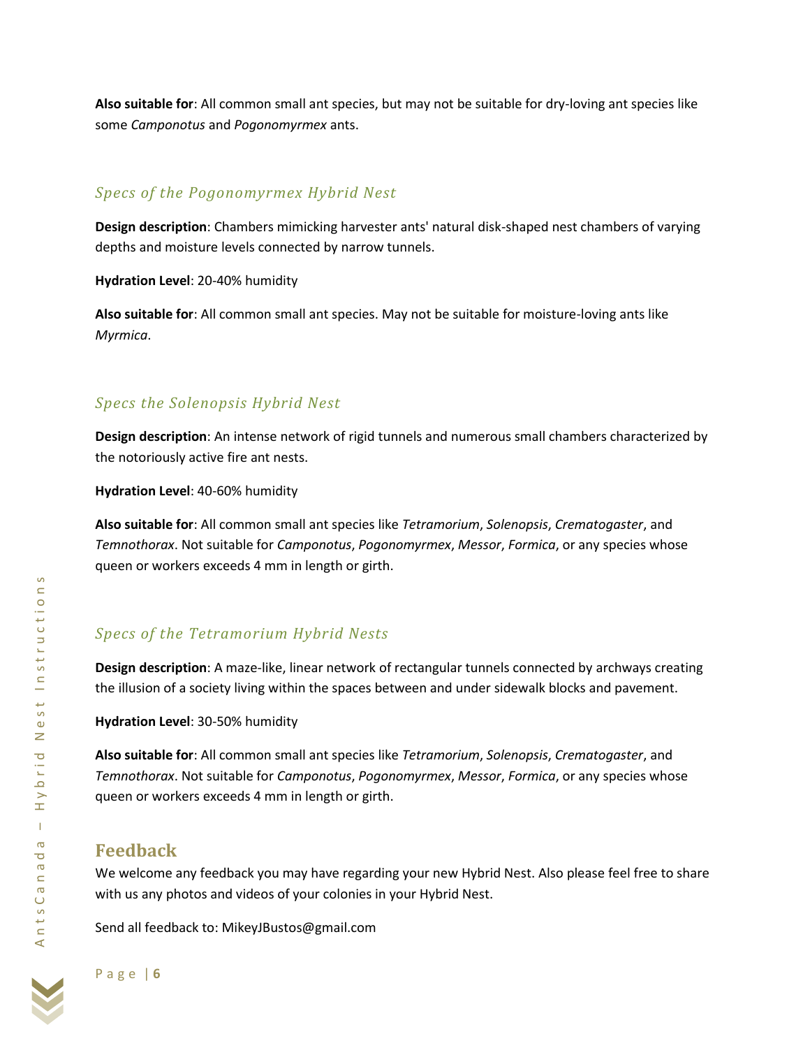**Also suitable for**: All common small ant species, but may not be suitable for dry-loving ant species like some *Camponotus* and *Pogonomyrmex* ants.

### *Specs of the Pogonomyrmex Hybrid Nest*

**Design description**: Chambers mimicking harvester ants' natural disk-shaped nest chambers of varying depths and moisture levels connected by narrow tunnels.

**Hydration Level**: 20-40% humidity

**Also suitable for**: All common small ant species. May not be suitable for moisture-loving ants like *Myrmica*.

### *Specs the Solenopsis Hybrid Nest*

**Design description**: An intense network of rigid tunnels and numerous small chambers characterized by the notoriously active fire ant nests.

**Hydration Level**: 40-60% humidity

**Also suitable for**: All common small ant species like *Tetramorium*, *Solenopsis*, *Crematogaster*, and *Temnothorax*. Not suitable for *Camponotus*, *Pogonomyrmex*, *Messor*, *Formica*, or any species whose queen or workers exceeds 4 mm in length or girth.

### *Specs of the Tetramorium Hybrid Nests*

**Design description**: A maze-like, linear network of rectangular tunnels connected by archways creating the illusion of a society living within the spaces between and under sidewalk blocks and pavement.

**Hydration Level**: 30-50% humidity

**Also suitable for**: All common small ant species like *Tetramorium*, *Solenopsis*, *Crematogaster*, and *Temnothorax*. Not suitable for *Camponotus*, *Pogonomyrmex*, *Messor*, *Formica*, or any species whose queen or workers exceeds 4 mm in length or girth.

## Feedback

We welcome any feedback you may have regarding your new Hybrid Nest. Also please feel free to share with us any photos and videos of your colonies in your Hybrid Nest.

Send all feedback to: MikeyJBustos@gmail.com